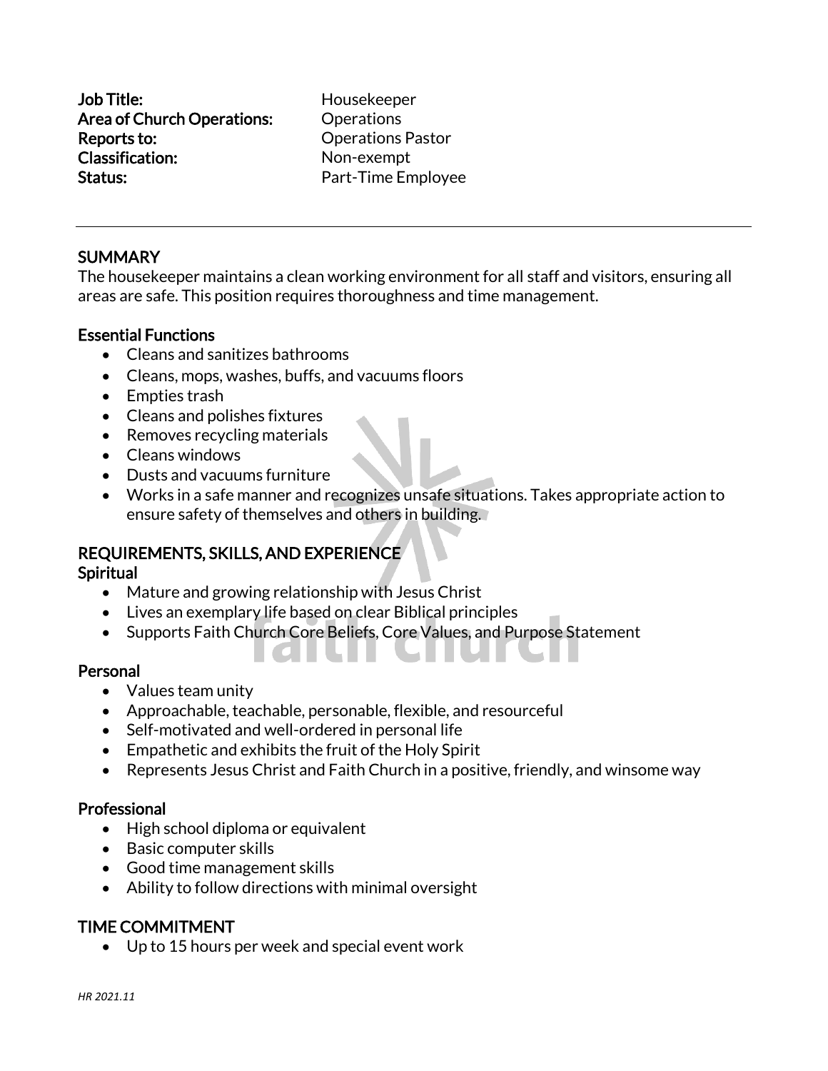**Job Title:** Housekeeper
**Area of Church Operations:** Operations
**Reports to:** Operations Pastor
**Classification:** Non-exempt
**Status:** Part-Time Employee

---

## SUMMARY

The housekeeper maintains a clean working environment for all staff and visitors, ensuring all areas are safe. This position requires thoroughness and time management.

### Essential Functions

- Cleans and sanitizes bathrooms
- Cleans, mops, washes, buffs, and vacuums floors
- Empties trash
- Cleans and polishes fixtures
- Removes recycling materials
- Cleans windows
- Dusts and vacuums furniture
- Works in a safe manner and recognizes unsafe situations. Takes appropriate action to ensure safety of themselves and others in building.

## REQUIREMENTS, SKILLS, AND EXPERIENCE

### Spiritual

- Mature and growing relationship with Jesus Christ
- Lives an exemplary life based on clear Biblical principles
- Supports Faith Church Core Beliefs, Core Values, and Purpose Statement

### Personal

- Values team unity
- Approachable, teachable, personable, flexible, and resourceful
- Self-motivated and well-ordered in personal life
- Empathetic and exhibits the fruit of the Holy Spirit
- Represents Jesus Christ and Faith Church in a positive, friendly, and winsome way

### Professional

- High school diploma or equivalent
- Basic computer skills
- Good time management skills
- Ability to follow directions with minimal oversight

## TIME COMMITMENT

- Up to 15 hours per week and special event work

*HR 2021.11*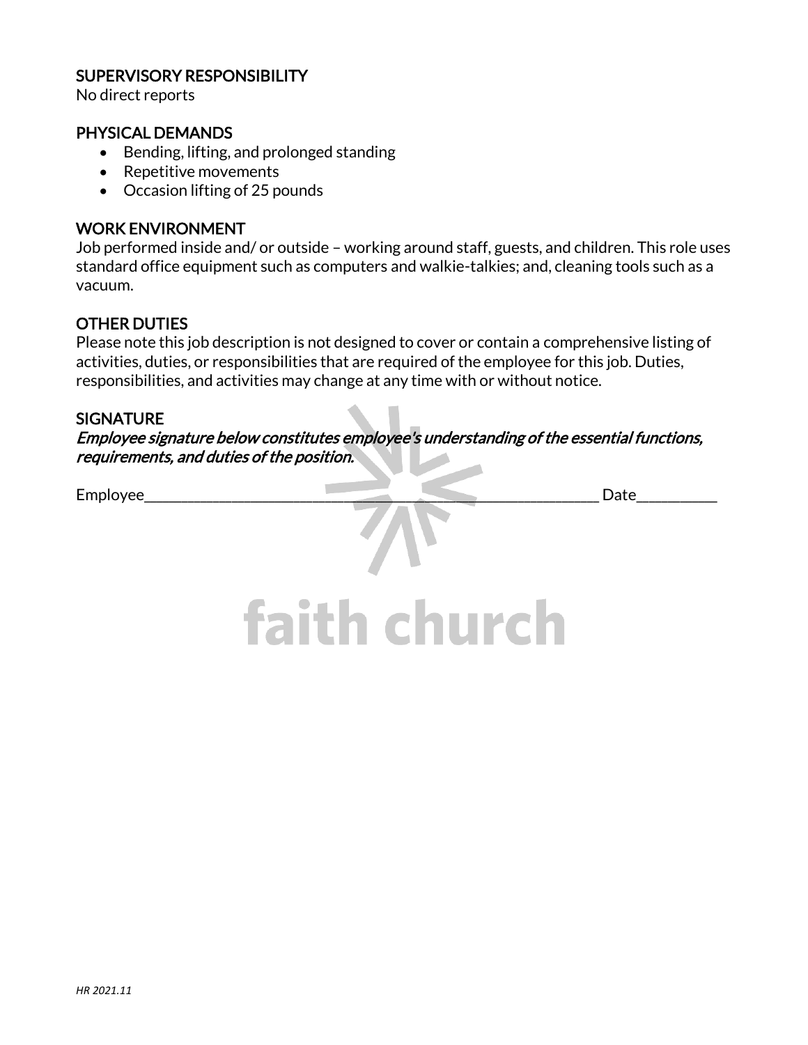## SUPERVISORY RESPONSIBILITY

No direct reports

## PHYSICAL DEMANDS

- Bending, lifting, and prolonged standing
- Repetitive movements
- Occasion lifting of 25 pounds

## WORK ENVIRONMENT

Job performed inside and/ or outside – working around staff, guests, and children. This role uses standard office equipment such as computers and walkie-talkies; and, cleaning tools such as a vacuum.

## OTHER DUTIES

Please note this job description is not designed to cover or contain a comprehensive listing of activities, duties, or responsibilities that are required of the employee for this job. Duties, responsibilities, and activities may change at any time with or without notice.

## SIGNATURE

*Employee signature below constitutes employee's understanding of the essential functions, requirements, and duties of the position.*

Employee__________________________________________________________ Date__________

faith church

*HR 2021.11*